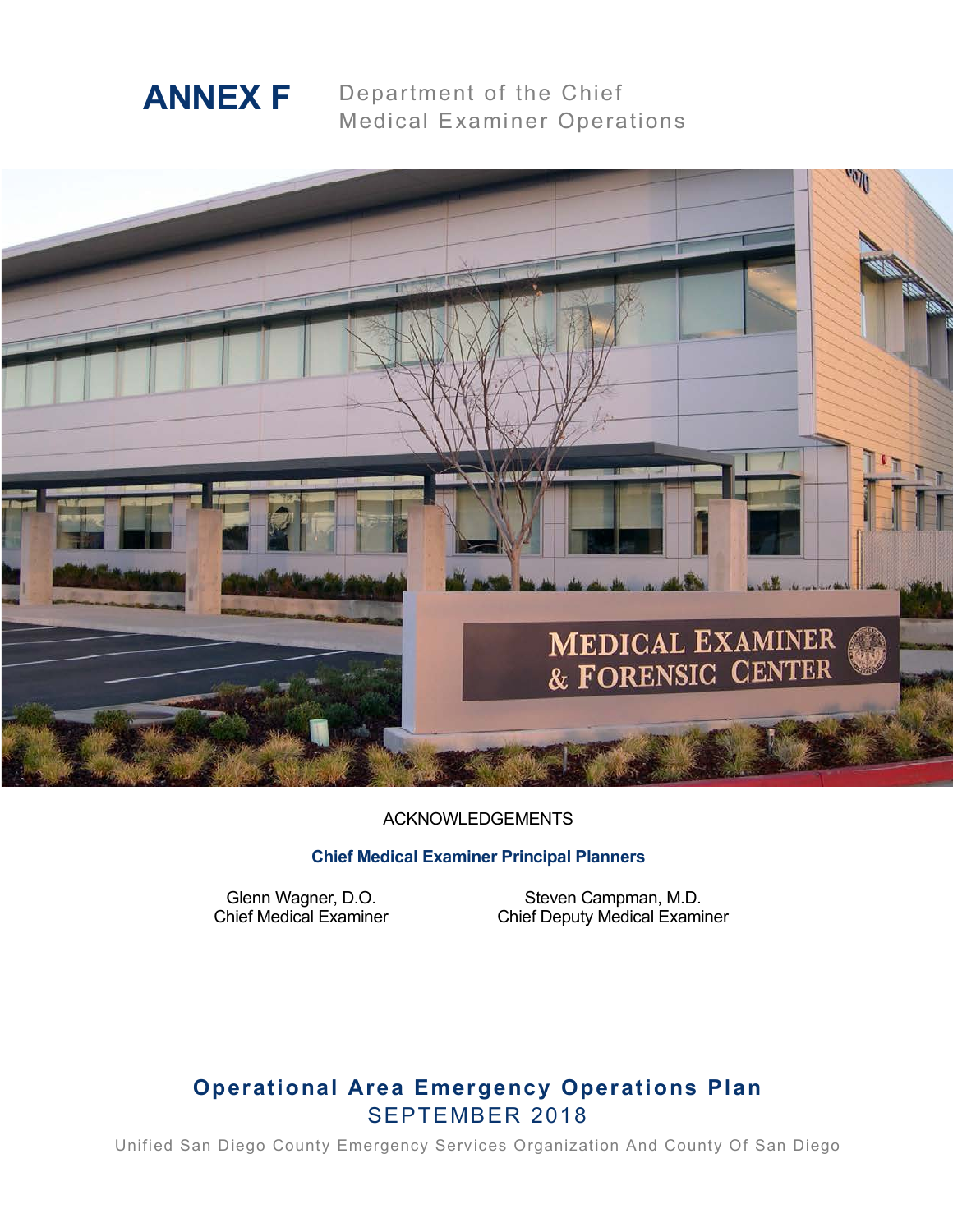# ANNEX F

Department of the Chief Medical Examiner Operations

ACKNOWLEDGEMENTS

**Chief Medical Examiner Principal Planners**

Glenn Wagner, D.O.
Chief Medical Examiner

Steven Campman, M.D.
Chief Deputy Medical Examiner

**Operational Area Emergency Operations Plan**

SEPTEMBER 2018

Unified San Diego County Emergency Services Organization And County Of San Diego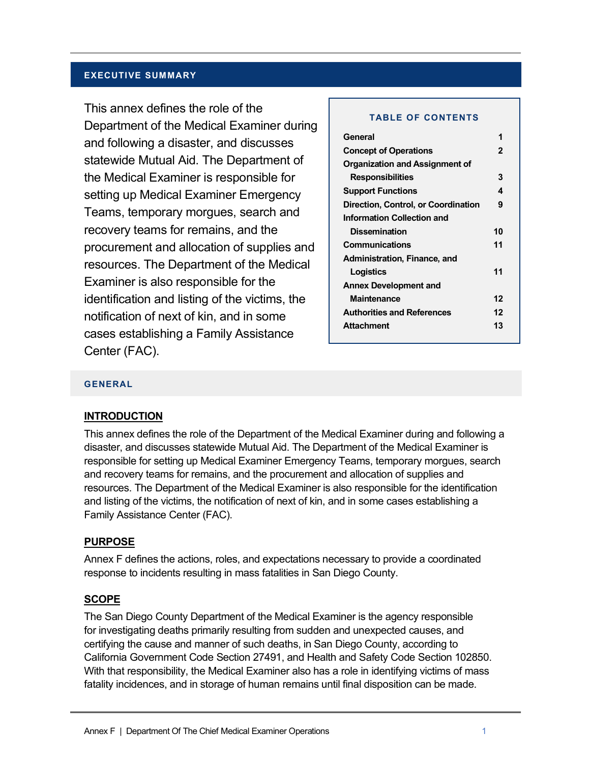## EXECUTIVE SUMMARY

This annex defines the role of the Department of the Medical Examiner during and following a disaster, and discusses statewide Mutual Aid. The Department of the Medical Examiner is responsible for setting up Medical Examiner Emergency Teams, temporary morgues, search and recovery teams for remains, and the procurement and allocation of supplies and resources. The Department of the Medical Examiner is also responsible for the identification and listing of the victims, the notification of next of kin, and in some cases establishing a Family Assistance Center (FAC).

**TABLE OF CONTENTS**

| | |
|---|---|
| General | 1 |
| Concept of Operations | 2 |
| Organization and Assignment of Responsibilities | 3 |
| Support Functions | 4 |
| Direction, Control, or Coordination | 9 |
| Information Collection and Dissemination | 10 |
| Communications | 11 |
| Administration, Finance, and Logistics | 11 |
| Annex Development and Maintenance | 12 |
| Authorities and References | 12 |
| Attachment | 13 |

## GENERAL

### INTRODUCTION

This annex defines the role of the Department of the Medical Examiner during and following a disaster, and discusses statewide Mutual Aid. The Department of the Medical Examiner is responsible for setting up Medical Examiner Emergency Teams, temporary morgues, search and recovery teams for remains, and the procurement and allocation of supplies and resources. The Department of the Medical Examiner is also responsible for the identification and listing of the victims, the notification of next of kin, and in some cases establishing a Family Assistance Center (FAC).

### PURPOSE

Annex F defines the actions, roles, and expectations necessary to provide a coordinated response to incidents resulting in mass fatalities in San Diego County.

### SCOPE

The San Diego County Department of the Medical Examiner is the agency responsible for investigating deaths primarily resulting from sudden and unexpected causes, and certifying the cause and manner of such deaths, in San Diego County, according to California Government Code Section 27491, and Health and Safety Code Section 102850. With that responsibility, the Medical Examiner also has a role in identifying victims of mass fatality incidences, and in storage of human remains until final disposition can be made.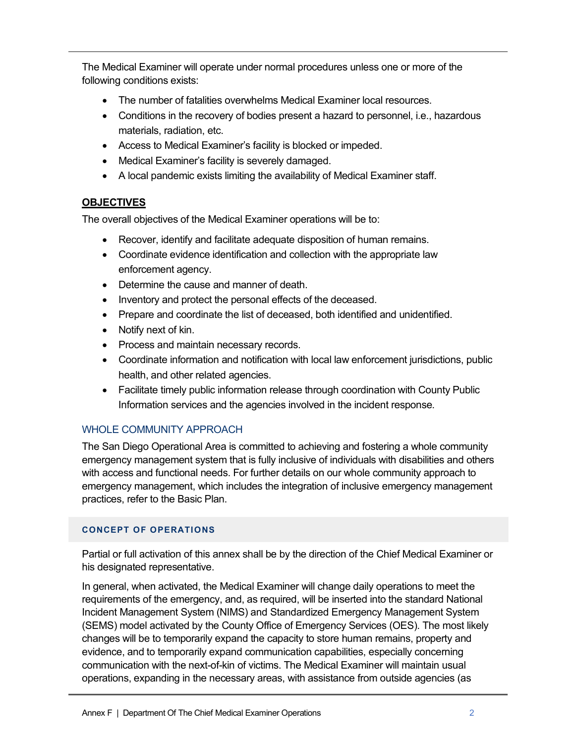The Medical Examiner will operate under normal procedures unless one or more of the following conditions exists:

- The number of fatalities overwhelms Medical Examiner local resources.
- Conditions in the recovery of bodies present a hazard to personnel, i.e., hazardous materials, radiation, etc.
- Access to Medical Examiner's facility is blocked or impeded.
- Medical Examiner's facility is severely damaged.
- A local pandemic exists limiting the availability of Medical Examiner staff.

### OBJECTIVES

The overall objectives of the Medical Examiner operations will be to:

- Recover, identify and facilitate adequate disposition of human remains.
- Coordinate evidence identification and collection with the appropriate law enforcement agency.
- Determine the cause and manner of death.
- Inventory and protect the personal effects of the deceased.
- Prepare and coordinate the list of deceased, both identified and unidentified.
- Notify next of kin.
- Process and maintain necessary records.
- Coordinate information and notification with local law enforcement jurisdictions, public health, and other related agencies.
- Facilitate timely public information release through coordination with County Public Information services and the agencies involved in the incident response.

### WHOLE COMMUNITY APPROACH

The San Diego Operational Area is committed to achieving and fostering a whole community emergency management system that is fully inclusive of individuals with disabilities and others with access and functional needs. For further details on our whole community approach to emergency management, which includes the integration of inclusive emergency management practices, refer to the Basic Plan.

## CONCEPT OF OPERATIONS

Partial or full activation of this annex shall be by the direction of the Chief Medical Examiner or his designated representative.

In general, when activated, the Medical Examiner will change daily operations to meet the requirements of the emergency, and, as required, will be inserted into the standard National Incident Management System (NIMS) and Standardized Emergency Management System (SEMS) model activated by the County Office of Emergency Services (OES). The most likely changes will be to temporarily expand the capacity to store human remains, property and evidence, and to temporarily expand communication capabilities, especially concerning communication with the next-of-kin of victims. The Medical Examiner will maintain usual operations, expanding in the necessary areas, with assistance from outside agencies (as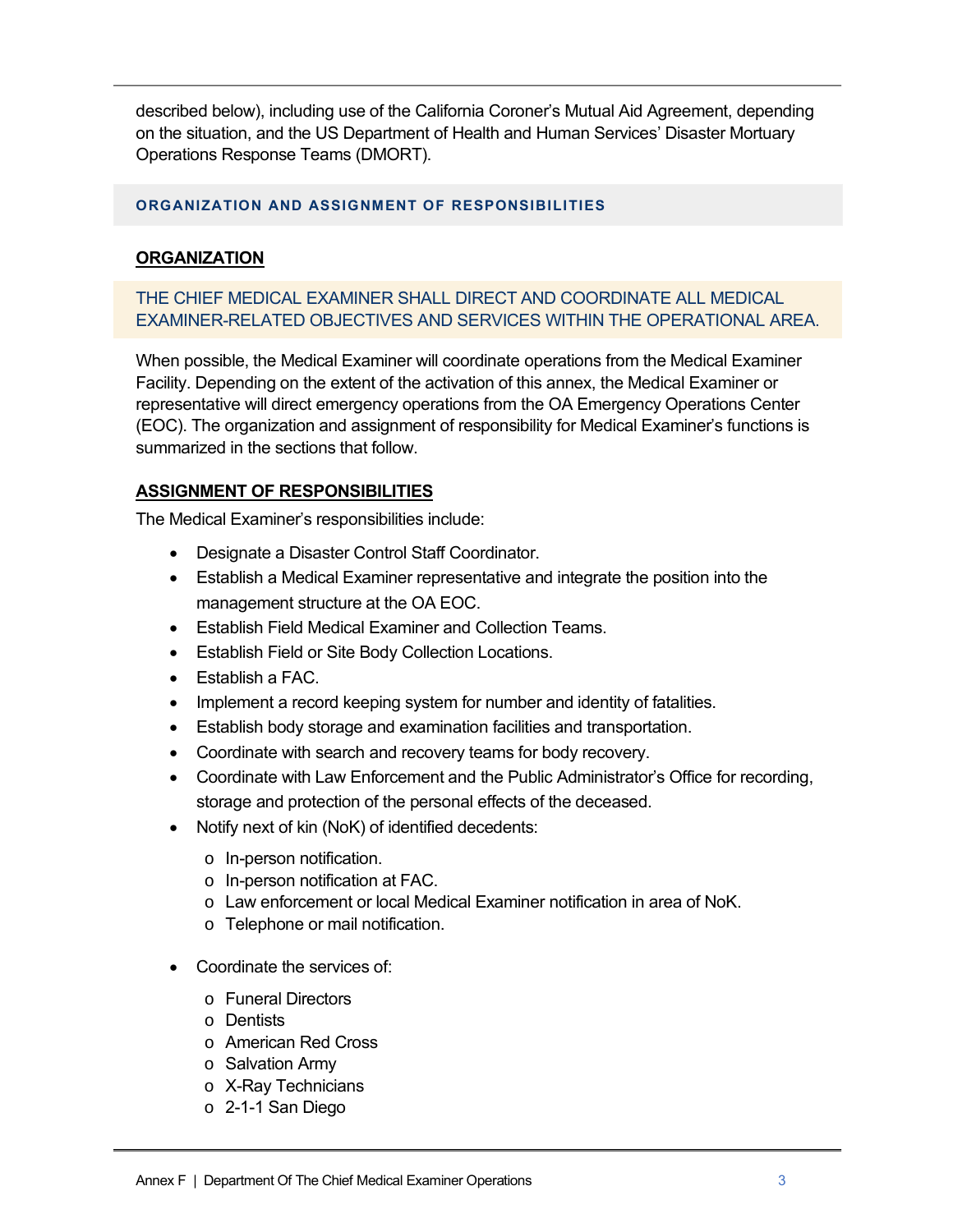described below), including use of the California Coroner's Mutual Aid Agreement, depending on the situation, and the US Department of Health and Human Services' Disaster Mortuary Operations Response Teams (DMORT).

## ORGANIZATION AND ASSIGNMENT OF RESPONSIBILITIES

### ORGANIZATION

THE CHIEF MEDICAL EXAMINER SHALL DIRECT AND COORDINATE ALL MEDICAL EXAMINER-RELATED OBJECTIVES AND SERVICES WITHIN THE OPERATIONAL AREA.

When possible, the Medical Examiner will coordinate operations from the Medical Examiner Facility. Depending on the extent of the activation of this annex, the Medical Examiner or representative will direct emergency operations from the OA Emergency Operations Center (EOC). The organization and assignment of responsibility for Medical Examiner's functions is summarized in the sections that follow.

### ASSIGNMENT OF RESPONSIBILITIES

The Medical Examiner's responsibilities include:

- Designate a Disaster Control Staff Coordinator.
- Establish a Medical Examiner representative and integrate the position into the management structure at the OA EOC.
- Establish Field Medical Examiner and Collection Teams.
- Establish Field or Site Body Collection Locations.
- Establish a FAC.
- Implement a record keeping system for number and identity of fatalities.
- Establish body storage and examination facilities and transportation.
- Coordinate with search and recovery teams for body recovery.
- Coordinate with Law Enforcement and the Public Administrator's Office for recording, storage and protection of the personal effects of the deceased.
- Notify next of kin (NoK) of identified decedents:
  - In-person notification.
  - In-person notification at FAC.
  - Law enforcement or local Medical Examiner notification in area of NoK.
  - Telephone or mail notification.
- Coordinate the services of:
  - Funeral Directors
  - Dentists
  - American Red Cross
  - Salvation Army
  - X-Ray Technicians
  - 2-1-1 San Diego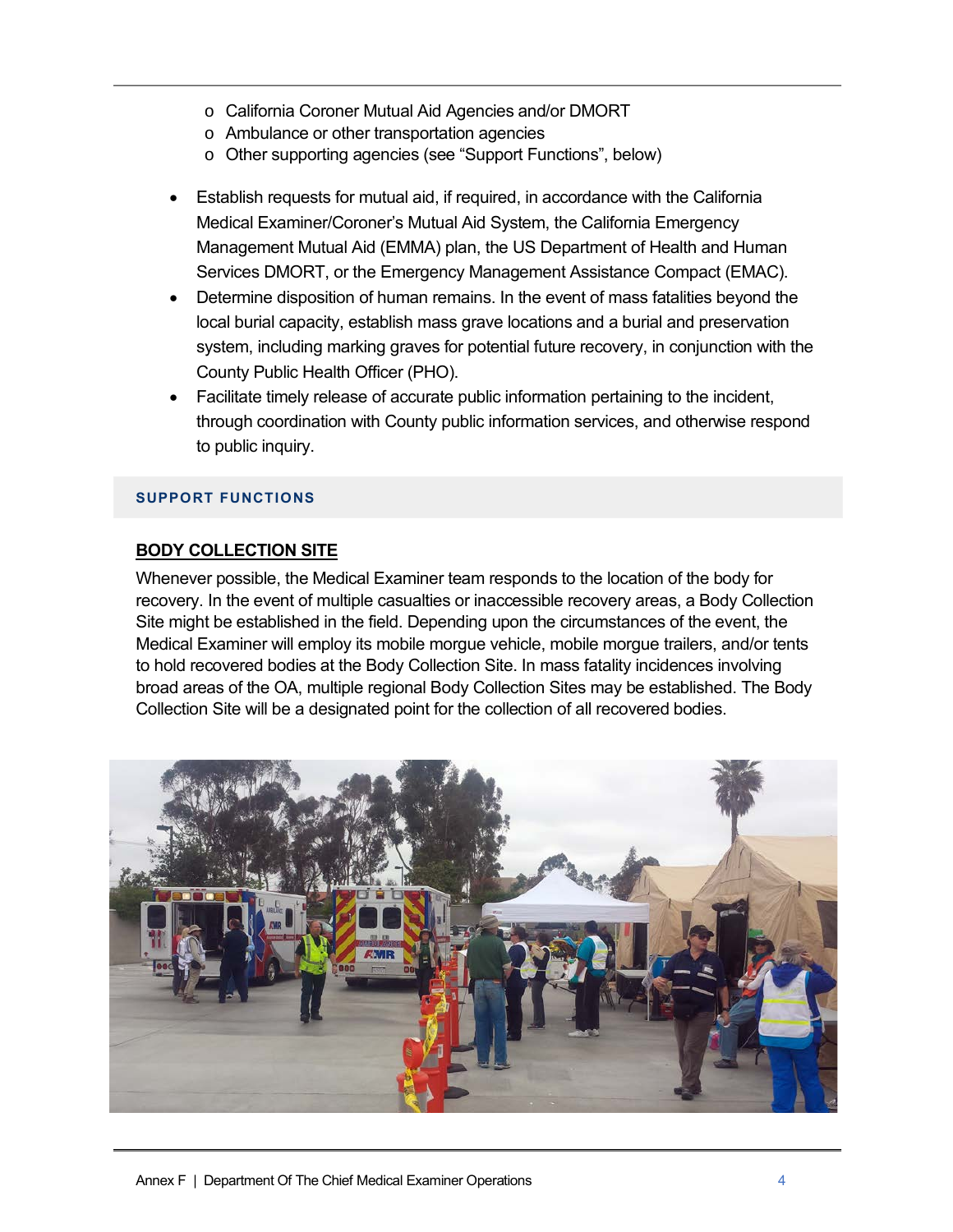- California Coroner Mutual Aid Agencies and/or DMORT
- Ambulance or other transportation agencies
- Other supporting agencies (see "Support Functions", below)

- Establish requests for mutual aid, if required, in accordance with the California Medical Examiner/Coroner's Mutual Aid System, the California Emergency Management Mutual Aid (EMMA) plan, the US Department of Health and Human Services DMORT, or the Emergency Management Assistance Compact (EMAC).
- Determine disposition of human remains. In the event of mass fatalities beyond the local burial capacity, establish mass grave locations and a burial and preservation system, including marking graves for potential future recovery, in conjunction with the County Public Health Officer (PHO).
- Facilitate timely release of accurate public information pertaining to the incident, through coordination with County public information services, and otherwise respond to public inquiry.

## SUPPORT FUNCTIONS

### BODY COLLECTION SITE

Whenever possible, the Medical Examiner team responds to the location of the body for recovery. In the event of multiple casualties or inaccessible recovery areas, a Body Collection Site might be established in the field. Depending upon the circumstances of the event, the Medical Examiner will employ its mobile morgue vehicle, mobile morgue trailers, and/or tents to hold recovered bodies at the Body Collection Site. In mass fatality incidences involving broad areas of the OA, multiple regional Body Collection Sites may be established. The Body Collection Site will be a designated point for the collection of all recovered bodies.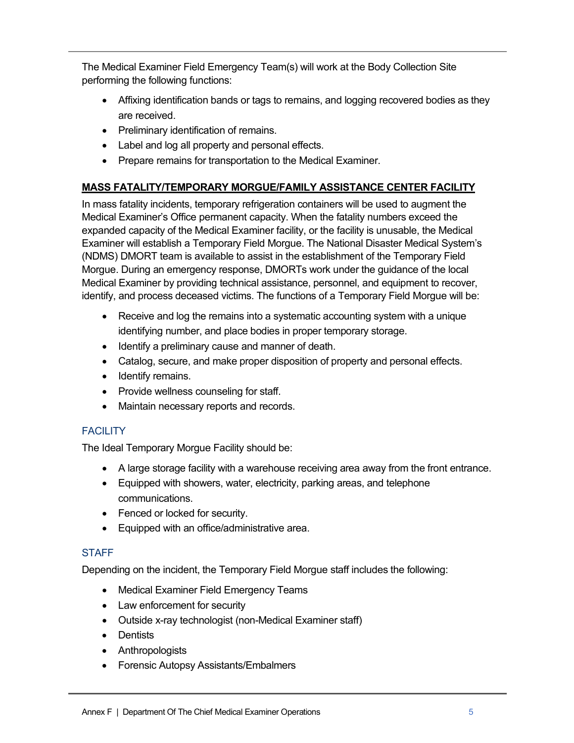The Medical Examiner Field Emergency Team(s) will work at the Body Collection Site performing the following functions:

- Affixing identification bands or tags to remains, and logging recovered bodies as they are received.
- Preliminary identification of remains.
- Label and log all property and personal effects.
- Prepare remains for transportation to the Medical Examiner.

## MASS FATALITY/TEMPORARY MORGUE/FAMILY ASSISTANCE CENTER FACILITY

In mass fatality incidents, temporary refrigeration containers will be used to augment the Medical Examiner's Office permanent capacity. When the fatality numbers exceed the expanded capacity of the Medical Examiner facility, or the facility is unusable, the Medical Examiner will establish a Temporary Field Morgue. The National Disaster Medical System's (NDMS) DMORT team is available to assist in the establishment of the Temporary Field Morgue. During an emergency response, DMORTs work under the guidance of the local Medical Examiner by providing technical assistance, personnel, and equipment to recover, identify, and process deceased victims. The functions of a Temporary Field Morgue will be:

- Receive and log the remains into a systematic accounting system with a unique identifying number, and place bodies in proper temporary storage.
- Identify a preliminary cause and manner of death.
- Catalog, secure, and make proper disposition of property and personal effects.
- Identify remains.
- Provide wellness counseling for staff.
- Maintain necessary reports and records.

### FACILITY

The Ideal Temporary Morgue Facility should be:

- A large storage facility with a warehouse receiving area away from the front entrance.
- Equipped with showers, water, electricity, parking areas, and telephone communications.
- Fenced or locked for security.
- Equipped with an office/administrative area.

### STAFF

Depending on the incident, the Temporary Field Morgue staff includes the following:

- Medical Examiner Field Emergency Teams
- Law enforcement for security
- Outside x-ray technologist (non-Medical Examiner staff)
- Dentists
- Anthropologists
- Forensic Autopsy Assistants/Embalmers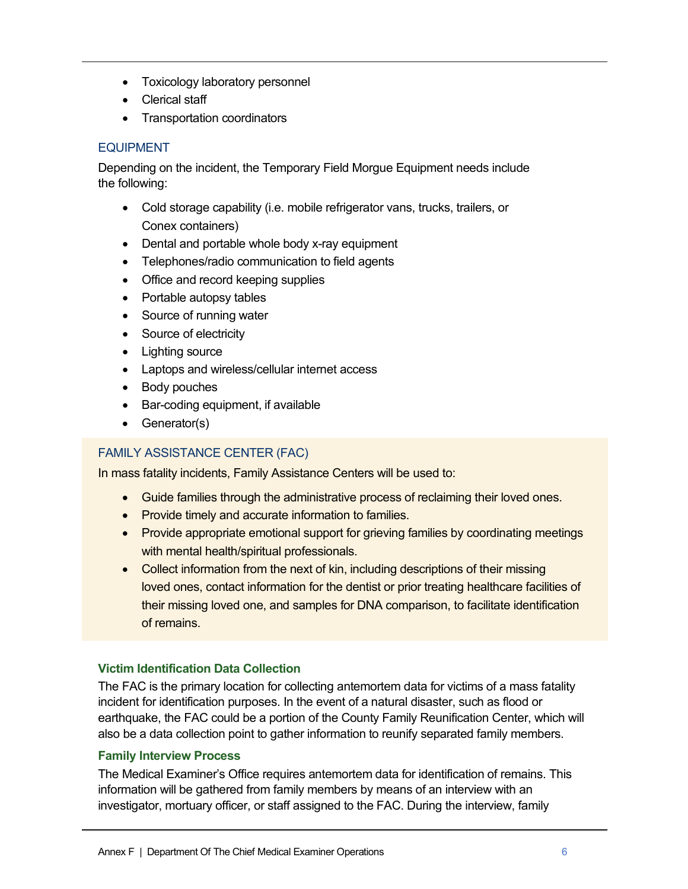- Toxicology laboratory personnel
- Clerical staff
- Transportation coordinators

### EQUIPMENT

Depending on the incident, the Temporary Field Morgue Equipment needs include the following:

- Cold storage capability (i.e. mobile refrigerator vans, trucks, trailers, or Conex containers)
- Dental and portable whole body x-ray equipment
- Telephones/radio communication to field agents
- Office and record keeping supplies
- Portable autopsy tables
- Source of running water
- Source of electricity
- Lighting source
- Laptops and wireless/cellular internet access
- Body pouches
- Bar-coding equipment, if available
- Generator(s)

### FAMILY ASSISTANCE CENTER (FAC)

In mass fatality incidents, Family Assistance Centers will be used to:

- Guide families through the administrative process of reclaiming their loved ones.
- Provide timely and accurate information to families.
- Provide appropriate emotional support for grieving families by coordinating meetings with mental health/spiritual professionals.
- Collect information from the next of kin, including descriptions of their missing loved ones, contact information for the dentist or prior treating healthcare facilities of their missing loved one, and samples for DNA comparison, to facilitate identification of remains.

#### Victim Identification Data Collection

The FAC is the primary location for collecting antemortem data for victims of a mass fatality incident for identification purposes. In the event of a natural disaster, such as flood or earthquake, the FAC could be a portion of the County Family Reunification Center, which will also be a data collection point to gather information to reunify separated family members.

#### Family Interview Process

The Medical Examiner's Office requires antemortem data for identification of remains. This information will be gathered from family members by means of an interview with an investigator, mortuary officer, or staff assigned to the FAC. During the interview, family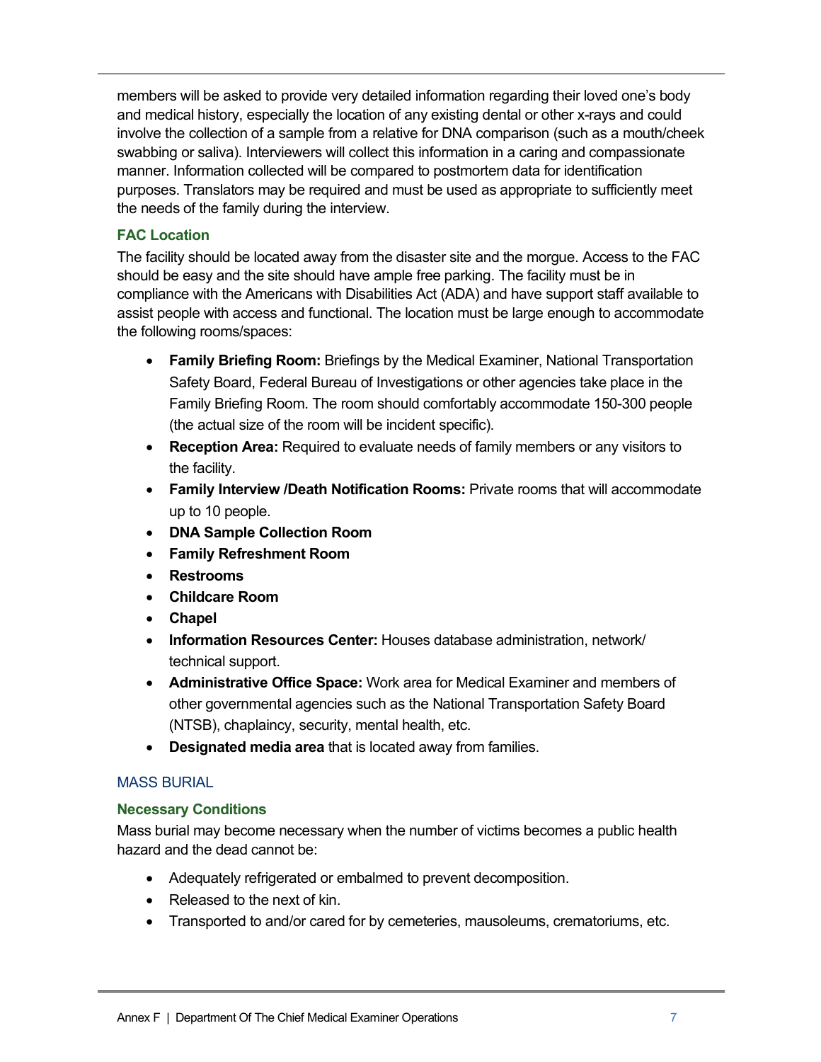members will be asked to provide very detailed information regarding their loved one's body and medical history, especially the location of any existing dental or other x-rays and could involve the collection of a sample from a relative for DNA comparison (such as a mouth/cheek swabbing or saliva). Interviewers will collect this information in a caring and compassionate manner. Information collected will be compared to postmortem data for identification purposes. Translators may be required and must be used as appropriate to sufficiently meet the needs of the family during the interview.

### FAC Location

The facility should be located away from the disaster site and the morgue. Access to the FAC should be easy and the site should have ample free parking. The facility must be in compliance with the Americans with Disabilities Act (ADA) and have support staff available to assist people with access and functional. The location must be large enough to accommodate the following rooms/spaces:

- **Family Briefing Room:** Briefings by the Medical Examiner, National Transportation Safety Board, Federal Bureau of Investigations or other agencies take place in the Family Briefing Room. The room should comfortably accommodate 150-300 people (the actual size of the room will be incident specific).
- **Reception Area:** Required to evaluate needs of family members or any visitors to the facility.
- **Family Interview /Death Notification Rooms:** Private rooms that will accommodate up to 10 people.
- **DNA Sample Collection Room**
- **Family Refreshment Room**
- **Restrooms**
- **Childcare Room**
- **Chapel**
- **Information Resources Center:** Houses database administration, network/ technical support.
- **Administrative Office Space:** Work area for Medical Examiner and members of other governmental agencies such as the National Transportation Safety Board (NTSB), chaplaincy, security, mental health, etc.
- **Designated media area** that is located away from families.

## MASS BURIAL

### Necessary Conditions

Mass burial may become necessary when the number of victims becomes a public health hazard and the dead cannot be:

- Adequately refrigerated or embalmed to prevent decomposition.
- Released to the next of kin.
- Transported to and/or cared for by cemeteries, mausoleums, crematoriums, etc.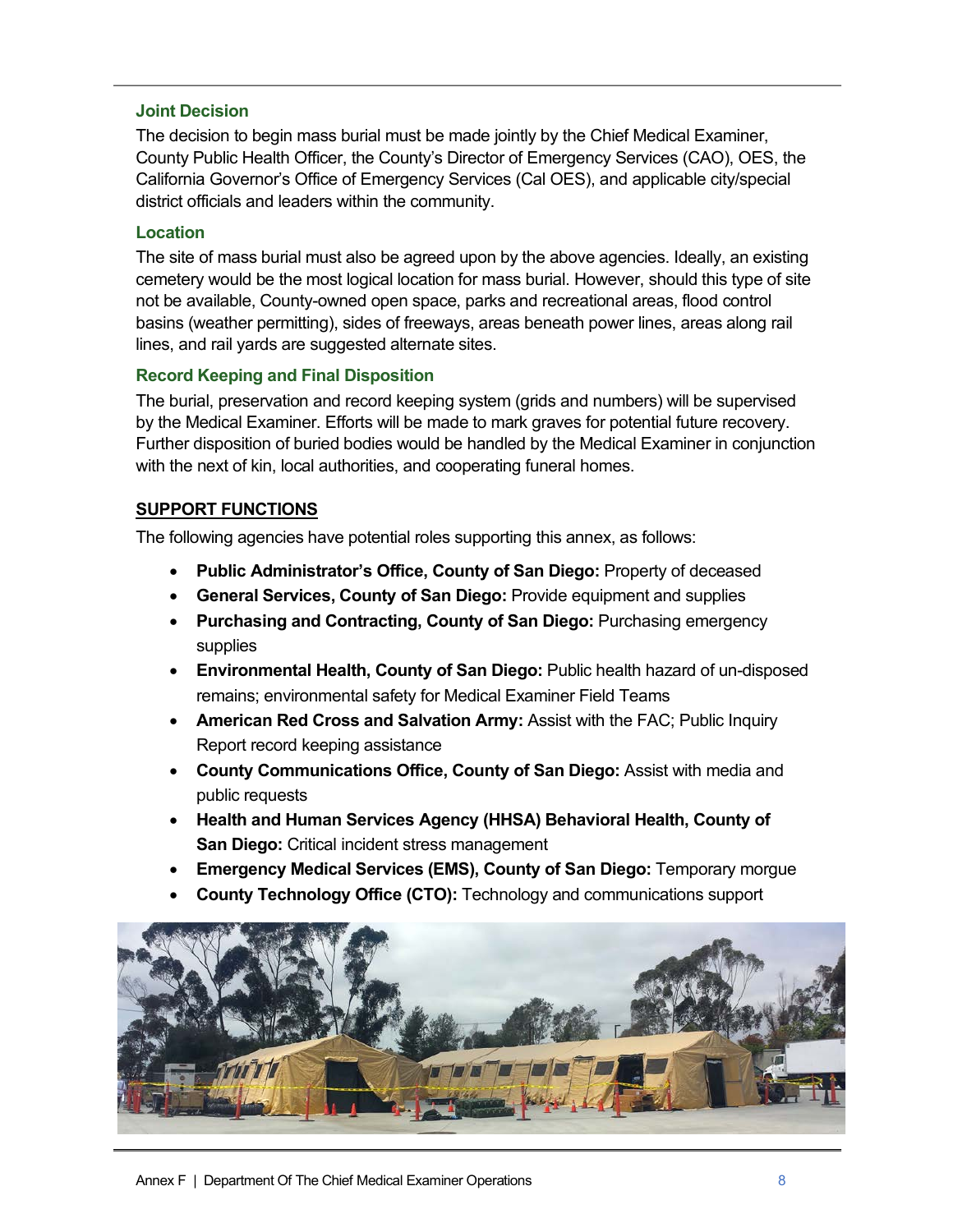### Joint Decision

The decision to begin mass burial must be made jointly by the Chief Medical Examiner, County Public Health Officer, the County's Director of Emergency Services (CAO), OES, the California Governor's Office of Emergency Services (Cal OES), and applicable city/special district officials and leaders within the community.

### Location

The site of mass burial must also be agreed upon by the above agencies. Ideally, an existing cemetery would be the most logical location for mass burial. However, should this type of site not be available, County-owned open space, parks and recreational areas, flood control basins (weather permitting), sides of freeways, areas beneath power lines, areas along rail lines, and rail yards are suggested alternate sites.

### Record Keeping and Final Disposition

The burial, preservation and record keeping system (grids and numbers) will be supervised by the Medical Examiner. Efforts will be made to mark graves for potential future recovery. Further disposition of buried bodies would be handled by the Medical Examiner in conjunction with the next of kin, local authorities, and cooperating funeral homes.

## SUPPORT FUNCTIONS

The following agencies have potential roles supporting this annex, as follows:

- **Public Administrator's Office, County of San Diego:** Property of deceased
- **General Services, County of San Diego:** Provide equipment and supplies
- **Purchasing and Contracting, County of San Diego:** Purchasing emergency supplies
- **Environmental Health, County of San Diego:** Public health hazard of un-disposed remains; environmental safety for Medical Examiner Field Teams
- **American Red Cross and Salvation Army:** Assist with the FAC; Public Inquiry Report record keeping assistance
- **County Communications Office, County of San Diego:** Assist with media and public requests
- **Health and Human Services Agency (HHSA) Behavioral Health, County of San Diego:** Critical incident stress management
- **Emergency Medical Services (EMS), County of San Diego:** Temporary morgue
- **County Technology Office (CTO):** Technology and communications support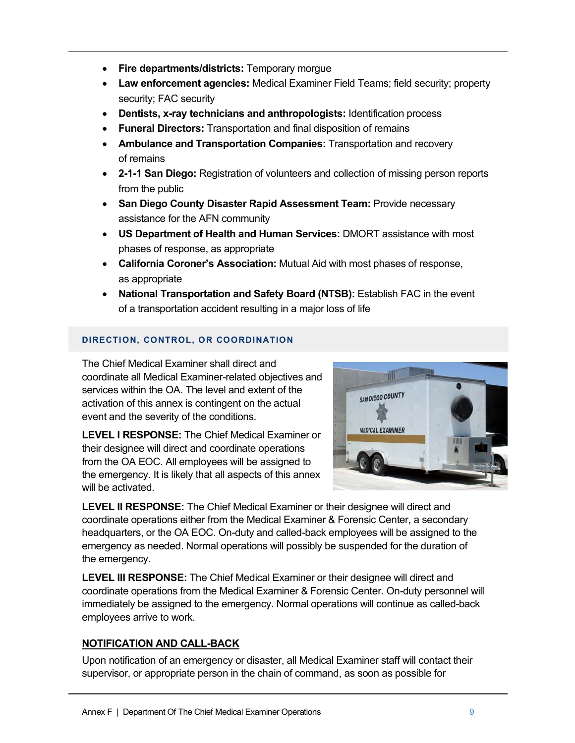- **Fire departments/districts:** Temporary morgue
- **Law enforcement agencies:** Medical Examiner Field Teams; field security; property security; FAC security
- **Dentists, x-ray technicians and anthropologists:** Identification process
- **Funeral Directors:** Transportation and final disposition of remains
- **Ambulance and Transportation Companies:** Transportation and recovery of remains
- **2-1-1 San Diego:** Registration of volunteers and collection of missing person reports from the public
- **San Diego County Disaster Rapid Assessment Team:** Provide necessary assistance for the AFN community
- **US Department of Health and Human Services:** DMORT assistance with most phases of response, as appropriate
- **California Coroner's Association:** Mutual Aid with most phases of response, as appropriate
- **National Transportation and Safety Board (NTSB):** Establish FAC in the event of a transportation accident resulting in a major loss of life

## DIRECTION, CONTROL, OR COORDINATION

The Chief Medical Examiner shall direct and coordinate all Medical Examiner-related objectives and services within the OA. The level and extent of the activation of this annex is contingent on the actual event and the severity of the conditions.

**LEVEL I RESPONSE:** The Chief Medical Examiner or their designee will direct and coordinate operations from the OA EOC. All employees will be assigned to the emergency. It is likely that all aspects of this annex will be activated.

**LEVEL II RESPONSE:** The Chief Medical Examiner or their designee will direct and coordinate operations either from the Medical Examiner & Forensic Center, a secondary headquarters, or the OA EOC. On-duty and called-back employees will be assigned to the emergency as needed. Normal operations will possibly be suspended for the duration of the emergency.

**LEVEL III RESPONSE:** The Chief Medical Examiner or their designee will direct and coordinate operations from the Medical Examiner & Forensic Center. On-duty personnel will immediately be assigned to the emergency. Normal operations will continue as called-back employees arrive to work.

### NOTIFICATION AND CALL-BACK

Upon notification of an emergency or disaster, all Medical Examiner staff will contact their supervisor, or appropriate person in the chain of command, as soon as possible for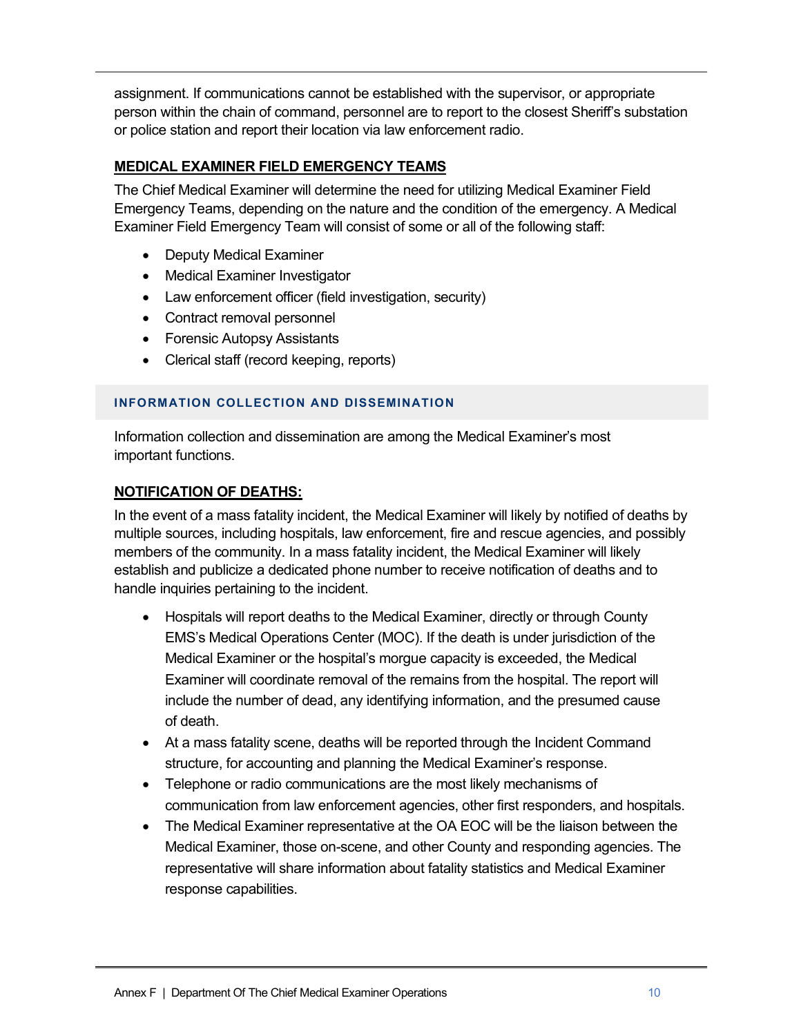assignment. If communications cannot be established with the supervisor, or appropriate person within the chain of command, personnel are to report to the closest Sheriff's substation or police station and report their location via law enforcement radio.

**MEDICAL EXAMINER FIELD EMERGENCY TEAMS**

The Chief Medical Examiner will determine the need for utilizing Medical Examiner Field Emergency Teams, depending on the nature and the condition of the emergency. A Medical Examiner Field Emergency Team will consist of some or all of the following staff:

- Deputy Medical Examiner
- Medical Examiner Investigator
- Law enforcement officer (field investigation, security)
- Contract removal personnel
- Forensic Autopsy Assistants
- Clerical staff (record keeping, reports)

## INFORMATION COLLECTION AND DISSEMINATION

Information collection and dissemination are among the Medical Examiner's most important functions.

**NOTIFICATION OF DEATHS:**

In the event of a mass fatality incident, the Medical Examiner will likely by notified of deaths by multiple sources, including hospitals, law enforcement, fire and rescue agencies, and possibly members of the community. In a mass fatality incident, the Medical Examiner will likely establish and publicize a dedicated phone number to receive notification of deaths and to handle inquiries pertaining to the incident.

- Hospitals will report deaths to the Medical Examiner, directly or through County EMS's Medical Operations Center (MOC). If the death is under jurisdiction of the Medical Examiner or the hospital's morgue capacity is exceeded, the Medical Examiner will coordinate removal of the remains from the hospital. The report will include the number of dead, any identifying information, and the presumed cause of death.
- At a mass fatality scene, deaths will be reported through the Incident Command structure, for accounting and planning the Medical Examiner's response.
- Telephone or radio communications are the most likely mechanisms of communication from law enforcement agencies, other first responders, and hospitals.
- The Medical Examiner representative at the OA EOC will be the liaison between the Medical Examiner, those on-scene, and other County and responding agencies. The representative will share information about fatality statistics and Medical Examiner response capabilities.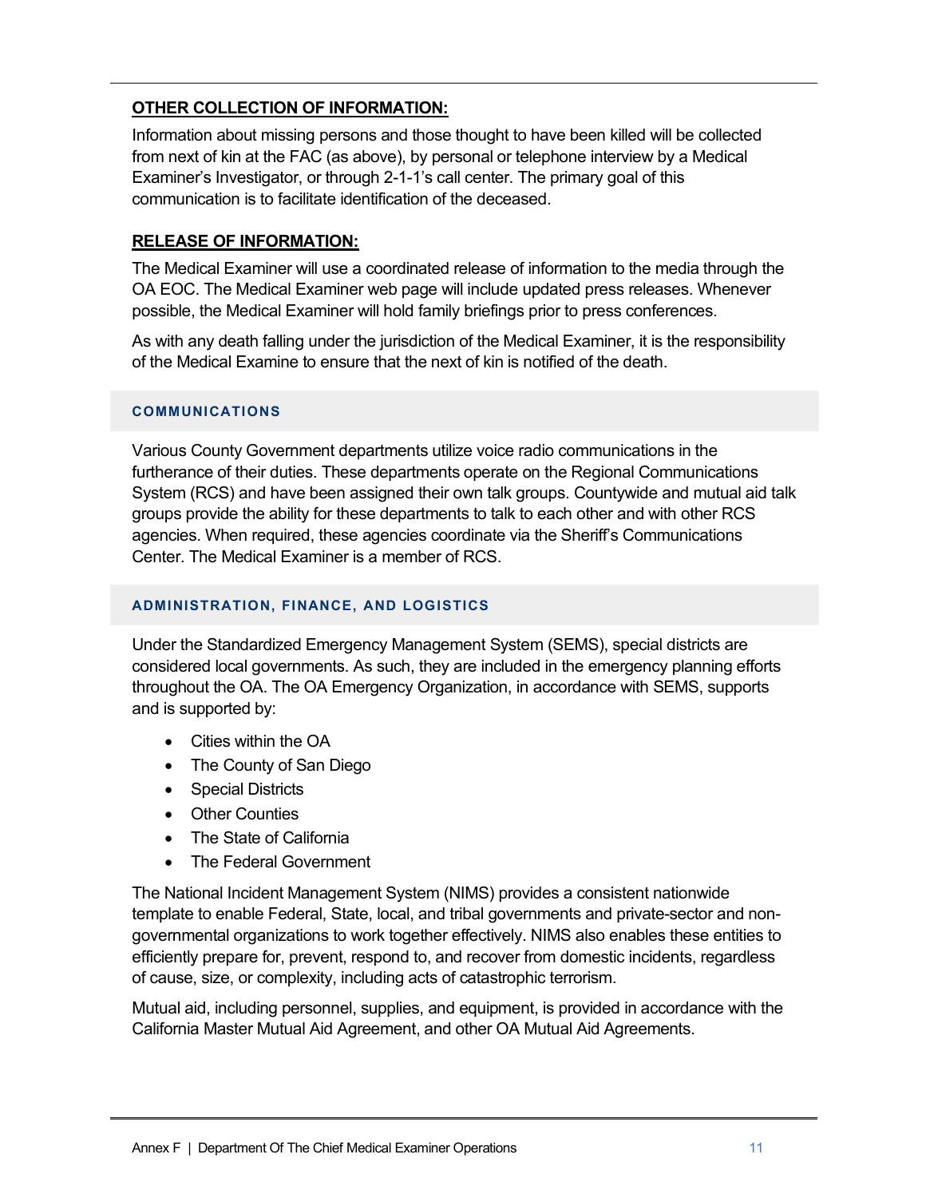**OTHER COLLECTION OF INFORMATION:**

Information about missing persons and those thought to have been killed will be collected from next of kin at the FAC (as above), by personal or telephone interview by a Medical Examiner's Investigator, or through 2-1-1's call center. The primary goal of this communication is to facilitate identification of the deceased.

**RELEASE OF INFORMATION:**

The Medical Examiner will use a coordinated release of information to the media through the OA EOC. The Medical Examiner web page will include updated press releases. Whenever possible, the Medical Examiner will hold family briefings prior to press conferences.

As with any death falling under the jurisdiction of the Medical Examiner, it is the responsibility of the Medical Examine to ensure that the next of kin is notified of the death.

## COMMUNICATIONS

Various County Government departments utilize voice radio communications in the furtherance of their duties. These departments operate on the Regional Communications System (RCS) and have been assigned their own talk groups. Countywide and mutual aid talk groups provide the ability for these departments to talk to each other and with other RCS agencies. When required, these agencies coordinate via the Sheriff's Communications Center. The Medical Examiner is a member of RCS.

## ADMINISTRATION, FINANCE, AND LOGISTICS

Under the Standardized Emergency Management System (SEMS), special districts are considered local governments. As such, they are included in the emergency planning efforts throughout the OA. The OA Emergency Organization, in accordance with SEMS, supports and is supported by:

- Cities within the OA
- The County of San Diego
- Special Districts
- Other Counties
- The State of California
- The Federal Government

The National Incident Management System (NIMS) provides a consistent nationwide template to enable Federal, State, local, and tribal governments and private-sector and non-governmental organizations to work together effectively. NIMS also enables these entities to efficiently prepare for, prevent, respond to, and recover from domestic incidents, regardless of cause, size, or complexity, including acts of catastrophic terrorism.

Mutual aid, including personnel, supplies, and equipment, is provided in accordance with the California Master Mutual Aid Agreement, and other OA Mutual Aid Agreements.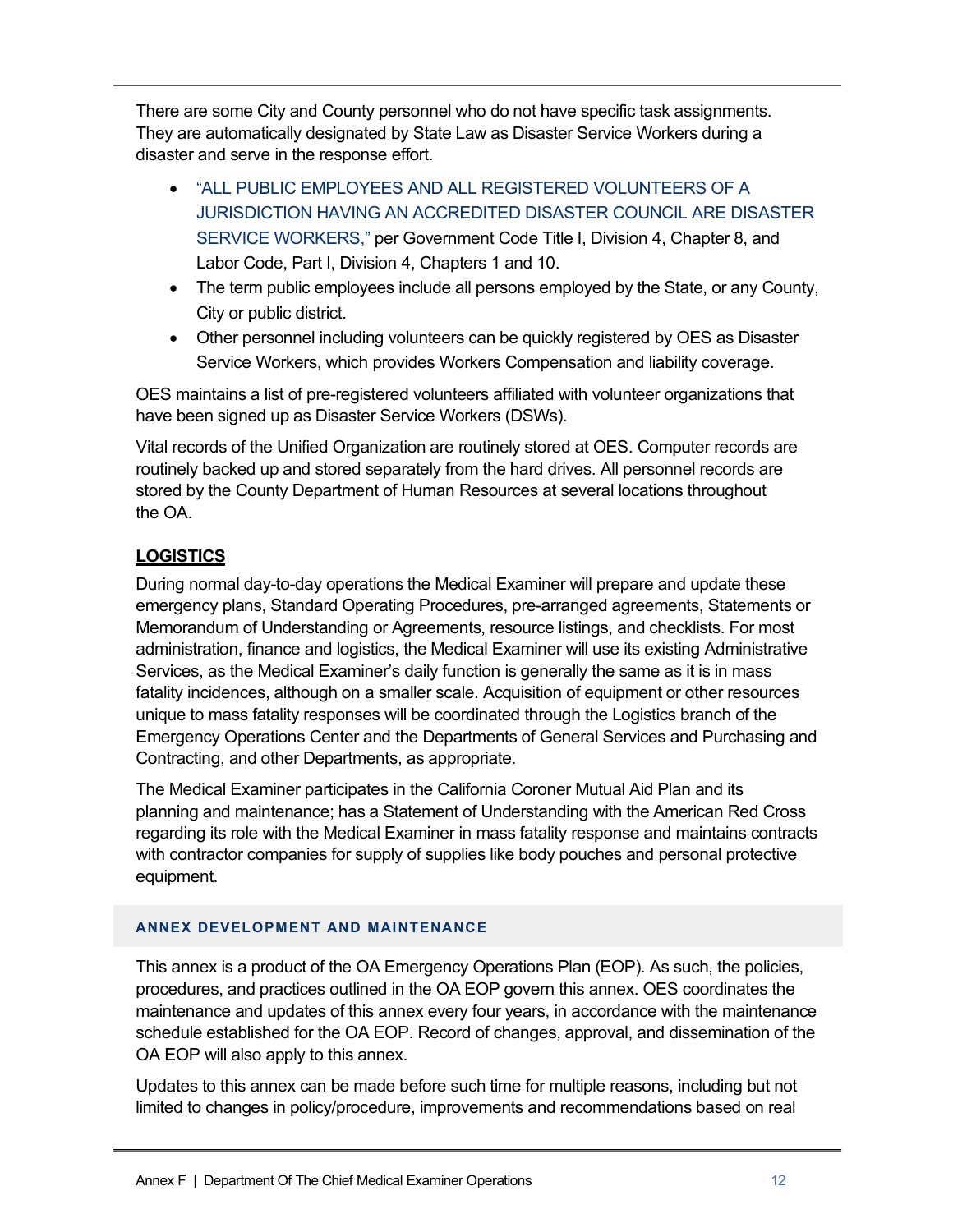There are some City and County personnel who do not have specific task assignments. They are automatically designated by State Law as Disaster Service Workers during a disaster and serve in the response effort.

- "ALL PUBLIC EMPLOYEES AND ALL REGISTERED VOLUNTEERS OF A JURISDICTION HAVING AN ACCREDITED DISASTER COUNCIL ARE DISASTER SERVICE WORKERS," per Government Code Title I, Division 4, Chapter 8, and Labor Code, Part I, Division 4, Chapters 1 and 10.
- The term public employees include all persons employed by the State, or any County, City or public district.
- Other personnel including volunteers can be quickly registered by OES as Disaster Service Workers, which provides Workers Compensation and liability coverage.

OES maintains a list of pre-registered volunteers affiliated with volunteer organizations that have been signed up as Disaster Service Workers (DSWs).

Vital records of the Unified Organization are routinely stored at OES. Computer records are routinely backed up and stored separately from the hard drives. All personnel records are stored by the County Department of Human Resources at several locations throughout the OA.

## LOGISTICS

During normal day-to-day operations the Medical Examiner will prepare and update these emergency plans, Standard Operating Procedures, pre-arranged agreements, Statements or Memorandum of Understanding or Agreements, resource listings, and checklists. For most administration, finance and logistics, the Medical Examiner will use its existing Administrative Services, as the Medical Examiner's daily function is generally the same as it is in mass fatality incidences, although on a smaller scale. Acquisition of equipment or other resources unique to mass fatality responses will be coordinated through the Logistics branch of the Emergency Operations Center and the Departments of General Services and Purchasing and Contracting, and other Departments, as appropriate.

The Medical Examiner participates in the California Coroner Mutual Aid Plan and its planning and maintenance; has a Statement of Understanding with the American Red Cross regarding its role with the Medical Examiner in mass fatality response and maintains contracts with contractor companies for supply of supplies like body pouches and personal protective equipment.

## ANNEX DEVELOPMENT AND MAINTENANCE

This annex is a product of the OA Emergency Operations Plan (EOP). As such, the policies, procedures, and practices outlined in the OA EOP govern this annex. OES coordinates the maintenance and updates of this annex every four years, in accordance with the maintenance schedule established for the OA EOP. Record of changes, approval, and dissemination of the OA EOP will also apply to this annex.

Updates to this annex can be made before such time for multiple reasons, including but not limited to changes in policy/procedure, improvements and recommendations based on real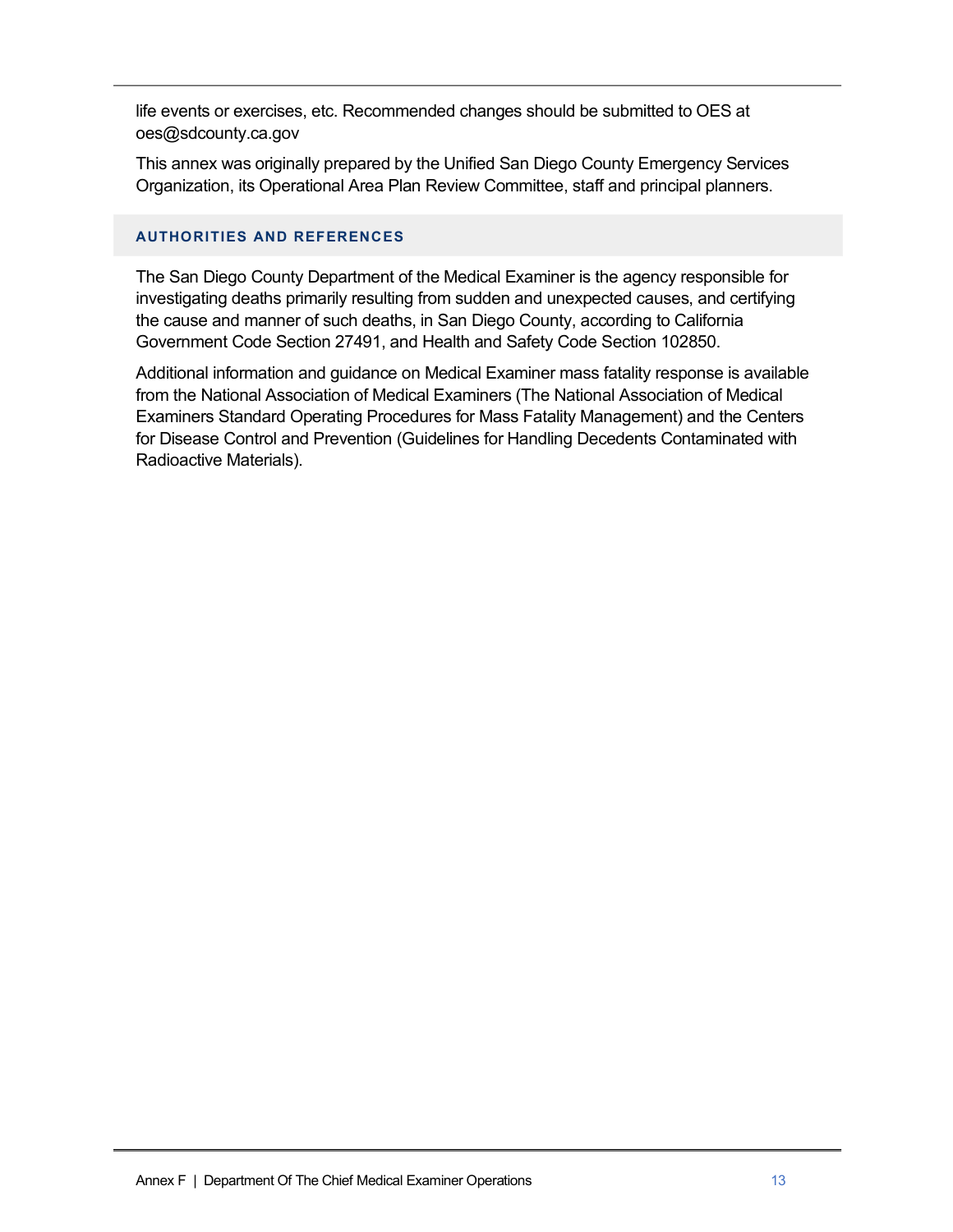life events or exercises, etc. Recommended changes should be submitted to OES at oes@sdcounty.ca.gov

This annex was originally prepared by the Unified San Diego County Emergency Services Organization, its Operational Area Plan Review Committee, staff and principal planners.

## AUTHORITIES AND REFERENCES

The San Diego County Department of the Medical Examiner is the agency responsible for investigating deaths primarily resulting from sudden and unexpected causes, and certifying the cause and manner of such deaths, in San Diego County, according to California Government Code Section 27491, and Health and Safety Code Section 102850.

Additional information and guidance on Medical Examiner mass fatality response is available from the National Association of Medical Examiners (The National Association of Medical Examiners Standard Operating Procedures for Mass Fatality Management) and the Centers for Disease Control and Prevention (Guidelines for Handling Decedents Contaminated with Radioactive Materials).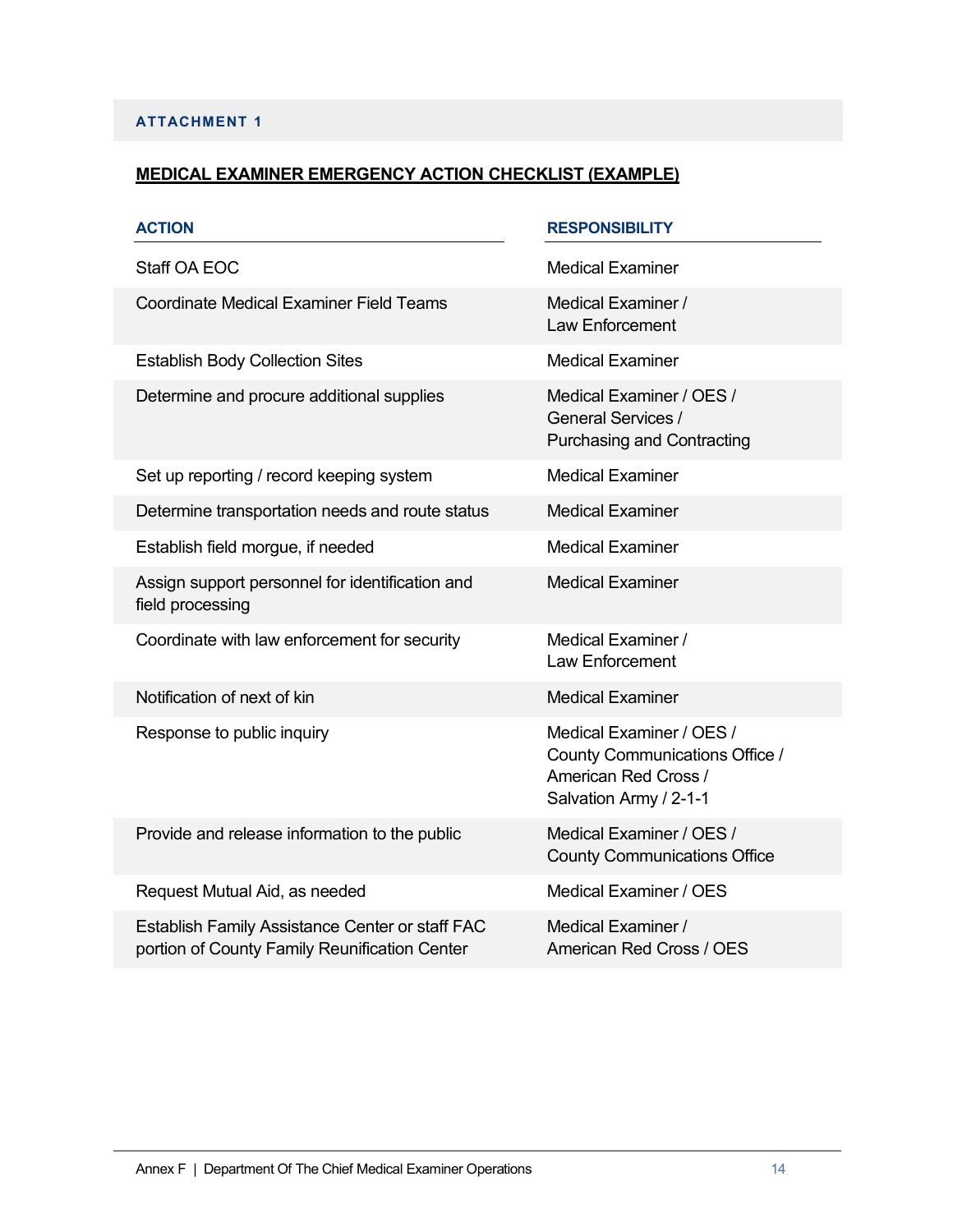**ATTACHMENT 1**

## MEDICAL EXAMINER EMERGENCY ACTION CHECKLIST (EXAMPLE)

| ACTION | RESPONSIBILITY |
|---|---|
| Staff OA EOC | Medical Examiner |
| Coordinate Medical Examiner Field Teams | Medical Examiner / Law Enforcement |
| Establish Body Collection Sites | Medical Examiner |
| Determine and procure additional supplies | Medical Examiner / OES / General Services / Purchasing and Contracting |
| Set up reporting / record keeping system | Medical Examiner |
| Determine transportation needs and route status | Medical Examiner |
| Establish field morgue, if needed | Medical Examiner |
| Assign support personnel for identification and field processing | Medical Examiner |
| Coordinate with law enforcement for security | Medical Examiner / Law Enforcement |
| Notification of next of kin | Medical Examiner |
| Response to public inquiry | Medical Examiner / OES / County Communications Office / American Red Cross / Salvation Army / 2-1-1 |
| Provide and release information to the public | Medical Examiner / OES / County Communications Office |
| Request Mutual Aid, as needed | Medical Examiner / OES |
| Establish Family Assistance Center or staff FAC portion of County Family Reunification Center | Medical Examiner / American Red Cross / OES |